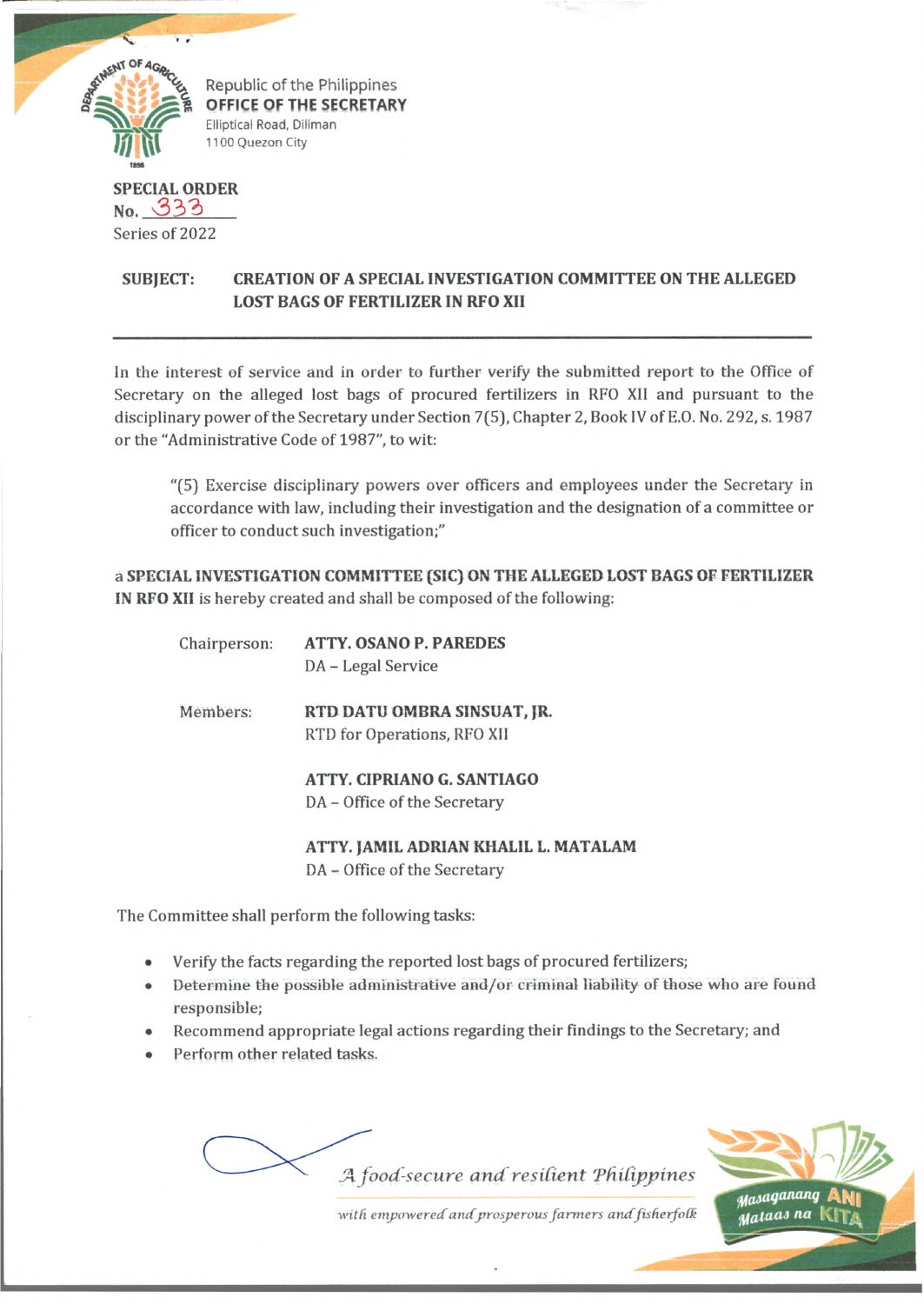Republic of the Philippines
**OFFICE OF THE SECRETARY**
Elliptical Road, Diliman
1100 Quezon City

**SPECIAL ORDER**
No. 333
Series of 2022

**SUBJECT: CREATION OF A SPECIAL INVESTIGATION COMMITTEE ON THE ALLEGED LOST BAGS OF FERTILIZER IN RFO XII**

---

In the interest of service and in order to further verify the submitted report to the Office of Secretary on the alleged lost bags of procured fertilizers in RFO XII and pursuant to the disciplinary power of the Secretary under Section 7(5), Chapter 2, Book IV of E.O. No. 292, s. 1987 or the "Administrative Code of 1987", to wit:

> "(5) Exercise disciplinary powers over officers and employees under the Secretary in accordance with law, including their investigation and the designation of a committee or officer to conduct such investigation;"

a **SPECIAL INVESTIGATION COMMITTEE (SIC) ON THE ALLEGED LOST BAGS OF FERTILIZER IN RFO XII** is hereby created and shall be composed of the following:

Chairperson: **ATTY. OSANO P. PAREDES**
DA – Legal Service

Members: **RTD DATU OMBRA SINSUAT, JR.**
RTD for Operations, RFO XII

**ATTY. CIPRIANO G. SANTIAGO**
DA – Office of the Secretary

**ATTY. JAMIL ADRIAN KHALIL L. MATALAM**
DA – Office of the Secretary

The Committee shall perform the following tasks:

- Verify the facts regarding the reported lost bags of procured fertilizers;
- Determine the possible administrative and/or criminal liability of those who are found responsible;
- Recommend appropriate legal actions regarding their findings to the Secretary; and
- Perform other related tasks.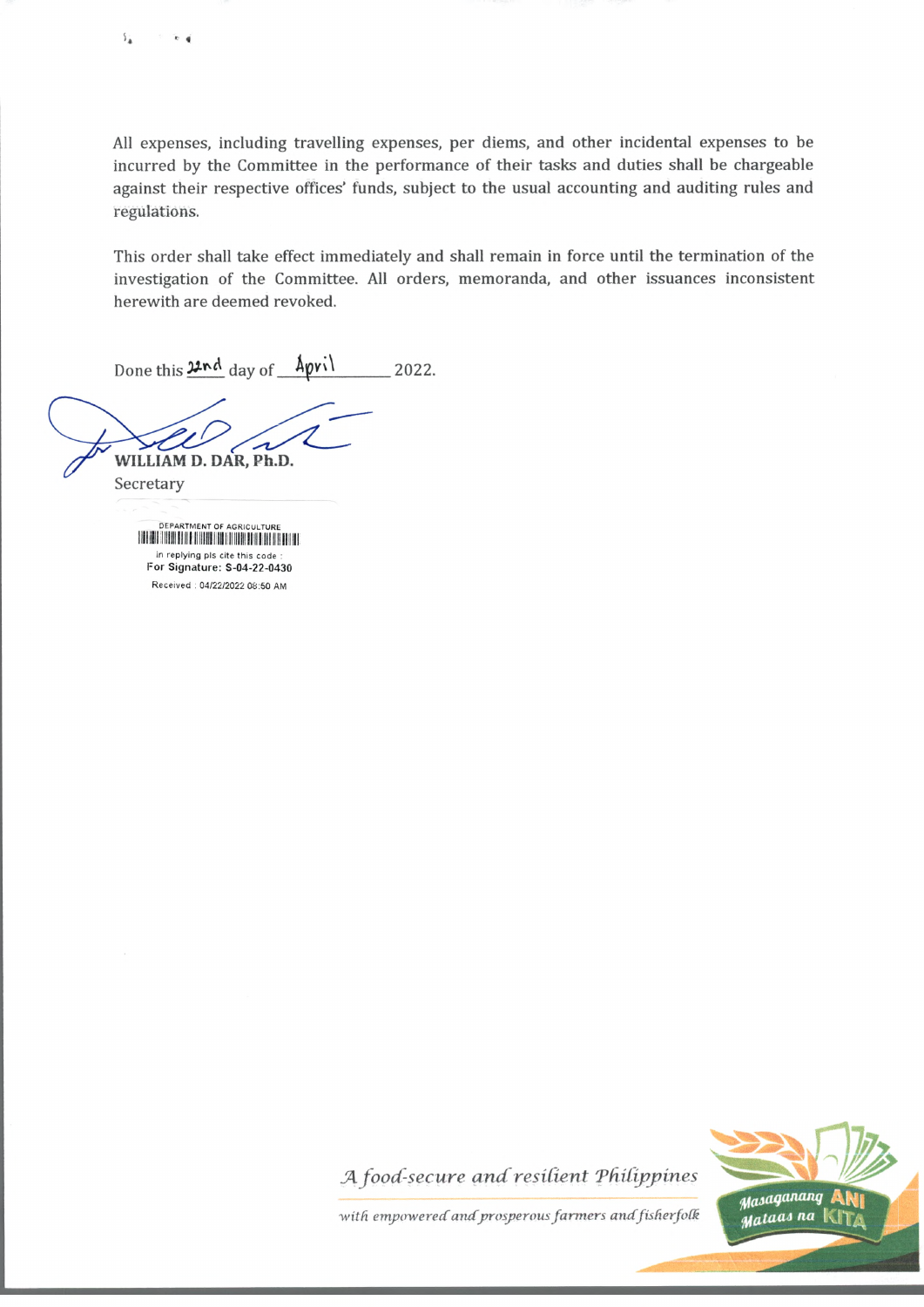All expenses, including travelling expenses, per diems, and other incidental expenses to be incurred by the Committee in the performance of their tasks and duties shall be chargeable against their respective offices' funds, subject to the usual accounting and auditing rules and regulations.

This order shall take effect immediately and shall remain in force until the termination of the investigation of the Committee. All orders, memoranda, and other issuances inconsistent herewith are deemed revoked.

Done this 22nd day of April 2022.

**WILLIAM D. DAR, Ph.D.**
Secretary

DEPARTMENT OF AGRICULTURE
in replying pls cite this code :
For Signature: S-04-22-0430
Received : 04/22/2022 08:50 AM

*A food-secure and resilient Philippines*

*with empowered and prosperous farmers and fisherfolk*

Masaganang ANI Mataas na KITA